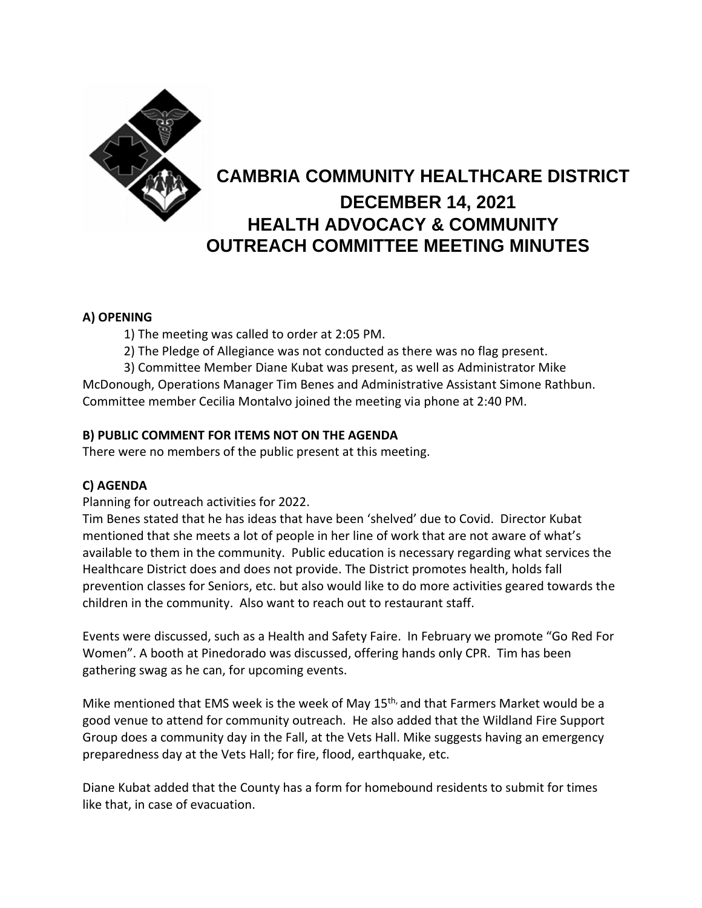# CAMBRIA COMMUNITY HEALTHCARE DISTRICT

## DECEMBER 14, 2021

## HEALTH ADVOCACY & COMMUNITY OUTREACH COMMITTEE MEETING MINUTES

**A) OPENING**

1) The meeting was called to order at 2:05 PM.

2) The Pledge of Allegiance was not conducted as there was no flag present.

3) Committee Member Diane Kubat was present, as well as Administrator Mike McDonough, Operations Manager Tim Benes and Administrative Assistant Simone Rathbun. Committee member Cecilia Montalvo joined the meeting via phone at 2:40 PM.

**B) PUBLIC COMMENT FOR ITEMS NOT ON THE AGENDA**

There were no members of the public present at this meeting.

**C) AGENDA**

Planning for outreach activities for 2022.

Tim Benes stated that he has ideas that have been 'shelved' due to Covid. Director Kubat mentioned that she meets a lot of people in her line of work that are not aware of what's available to them in the community. Public education is necessary regarding what services the Healthcare District does and does not provide. The District promotes health, holds fall prevention classes for Seniors, etc. but also would like to do more activities geared towards the children in the community. Also want to reach out to restaurant staff.

Events were discussed, such as a Health and Safety Faire. In February we promote "Go Red For Women". A booth at Pinedorado was discussed, offering hands only CPR. Tim has been gathering swag as he can, for upcoming events.

Mike mentioned that EMS week is the week of May 15th, and that Farmers Market would be a good venue to attend for community outreach. He also added that the Wildland Fire Support Group does a community day in the Fall, at the Vets Hall. Mike suggests having an emergency preparedness day at the Vets Hall; for fire, flood, earthquake, etc.

Diane Kubat added that the County has a form for homebound residents to submit for times like that, in case of evacuation.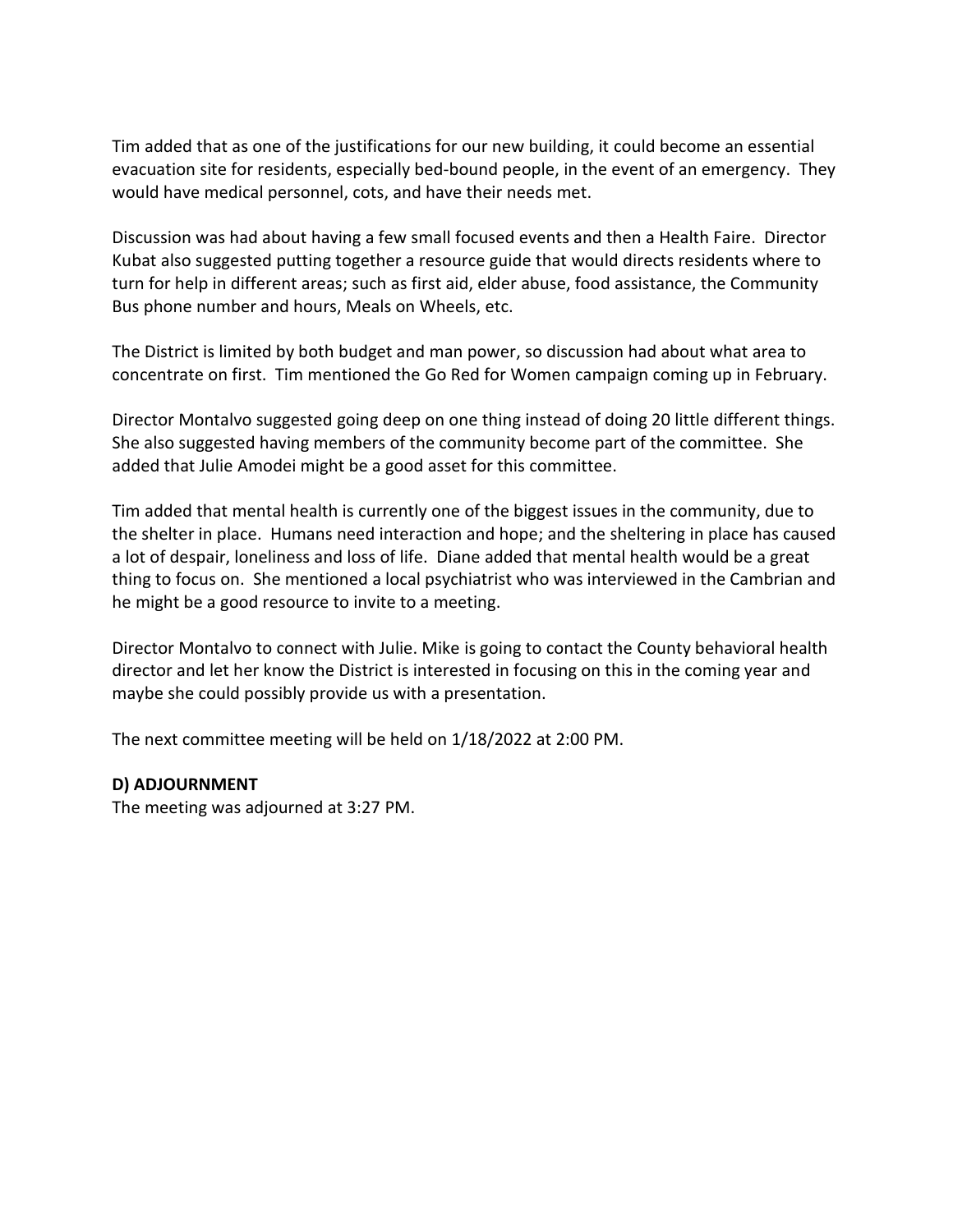Tim added that as one of the justifications for our new building, it could become an essential evacuation site for residents, especially bed-bound people, in the event of an emergency. They would have medical personnel, cots, and have their needs met.

Discussion was had about having a few small focused events and then a Health Faire. Director Kubat also suggested putting together a resource guide that would directs residents where to turn for help in different areas; such as first aid, elder abuse, food assistance, the Community Bus phone number and hours, Meals on Wheels, etc.

The District is limited by both budget and man power, so discussion had about what area to concentrate on first. Tim mentioned the Go Red for Women campaign coming up in February.

Director Montalvo suggested going deep on one thing instead of doing 20 little different things. She also suggested having members of the community become part of the committee. She added that Julie Amodei might be a good asset for this committee.

Tim added that mental health is currently one of the biggest issues in the community, due to the shelter in place. Humans need interaction and hope; and the sheltering in place has caused a lot of despair, loneliness and loss of life. Diane added that mental health would be a great thing to focus on. She mentioned a local psychiatrist who was interviewed in the Cambrian and he might be a good resource to invite to a meeting.

Director Montalvo to connect with Julie. Mike is going to contact the County behavioral health director and let her know the District is interested in focusing on this in the coming year and maybe she could possibly provide us with a presentation.

The next committee meeting will be held on 1/18/2022 at 2:00 PM.

**D) ADJOURNMENT**

The meeting was adjourned at 3:27 PM.